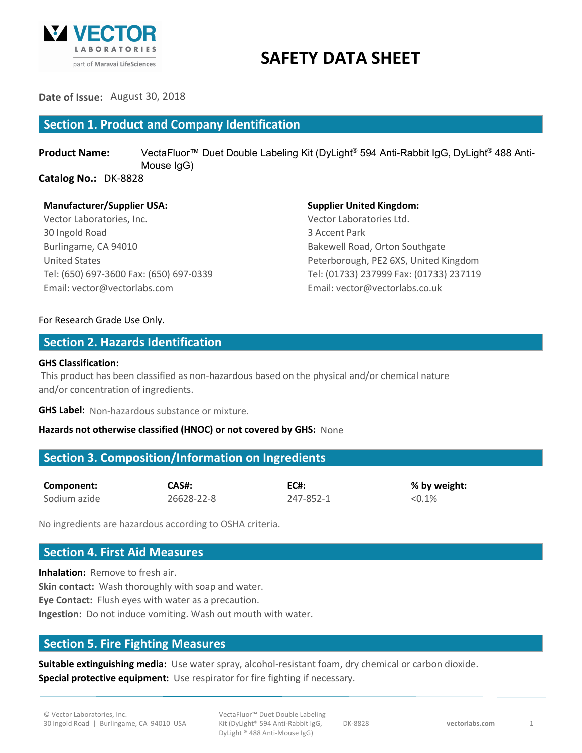VECTOR LABORATORIES part of Maravai LifeSciences

# SAFETY DATA SHEET

**Date of Issue:** August 30, 2018

## Section 1. Product and Company Identification

**Product Name:** VectaFluor™ Duet Double Labeling Kit (DyLight® 594 Anti-Rabbit IgG, DyLight® 488 Anti-Mouse IgG)

**Catalog No.:** DK-8828

**Manufacturer/Supplier USA:**
Vector Laboratories, Inc.
30 Ingold Road
Burlingame, CA 94010
United States
Tel: (650) 697-3600 Fax: (650) 697-0339
Email: vector@vectorlabs.com

**Supplier United Kingdom:**
Vector Laboratories Ltd.
3 Accent Park
Bakewell Road, Orton Southgate
Peterborough, PE2 6XS, United Kingdom
Tel: (01733) 237999 Fax: (01733) 237119
Email: vector@vectorlabs.co.uk

For Research Grade Use Only.

## Section 2. Hazards Identification

**GHS Classification:**
This product has been classified as non-hazardous based on the physical and/or chemical nature and/or concentration of ingredients.

**GHS Label:** Non-hazardous substance or mixture.

**Hazards not otherwise classified (HNOC) or not covered by GHS:** None

## Section 3. Composition/Information on Ingredients

| Component: | CAS#: | EC#: | % by weight: |
|---|---|---|---|
| Sodium azide | 26628-22-8 | 247-852-1 | <0.1% |

No ingredients are hazardous according to OSHA criteria.

## Section 4. First Aid Measures

**Inhalation:** Remove to fresh air.
**Skin contact:** Wash thoroughly with soap and water.
**Eye Contact:** Flush eyes with water as a precaution.
**Ingestion:** Do not induce vomiting. Wash out mouth with water.

## Section 5. Fire Fighting Measures

**Suitable extinguishing media:** Use water spray, alcohol-resistant foam, dry chemical or carbon dioxide.
**Special protective equipment:** Use respirator for fire fighting if necessary.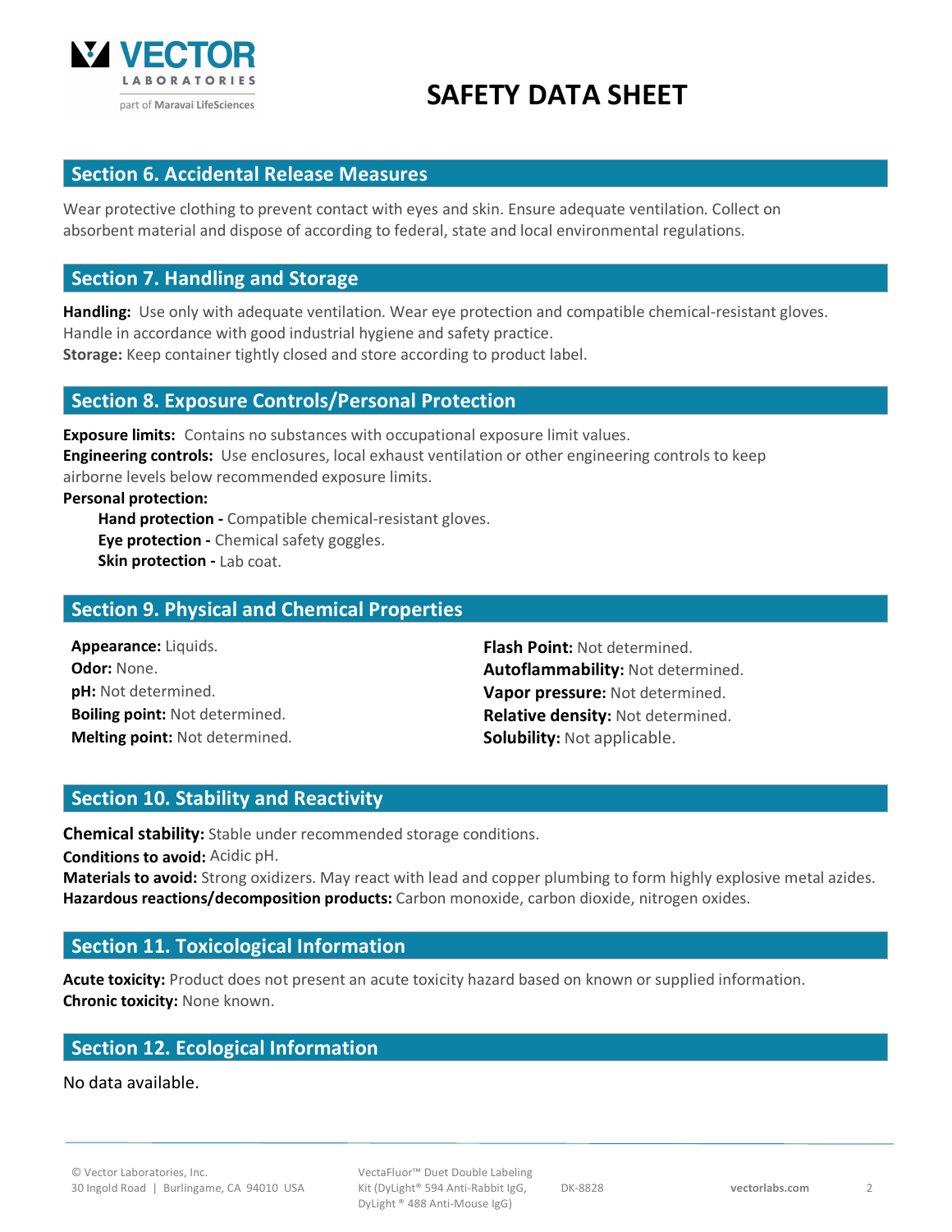## Section 6. Accidental Release Measures

Wear protective clothing to prevent contact with eyes and skin. Ensure adequate ventilation. Collect on absorbent material and dispose of according to federal, state and local environmental regulations.

## Section 7. Handling and Storage

**Handling:** Use only with adequate ventilation. Wear eye protection and compatible chemical-resistant gloves. Handle in accordance with good industrial hygiene and safety practice.
**Storage:** Keep container tightly closed and store according to product label.

## Section 8. Exposure Controls/Personal Protection

**Exposure limits:** Contains no substances with occupational exposure limit values.
**Engineering controls:** Use enclosures, local exhaust ventilation or other engineering controls to keep airborne levels below recommended exposure limits.
**Personal protection:**

- **Hand protection -** Compatible chemical-resistant gloves.
- **Eye protection -** Chemical safety goggles.
- **Skin protection -** Lab coat.

## Section 9. Physical and Chemical Properties

**Appearance:** Liquids.
**Odor:** None.
**pH:** Not determined.
**Boiling point:** Not determined.
**Melting point:** Not determined.
**Flash Point:** Not determined.
**Autoflammability:** Not determined.
**Vapor pressure:** Not determined.
**Relative density:** Not determined.
**Solubility:** Not applicable.

## Section 10. Stability and Reactivity

**Chemical stability:** Stable under recommended storage conditions.
**Conditions to avoid:** Acidic pH.
**Materials to avoid:** Strong oxidizers. May react with lead and copper plumbing to form highly explosive metal azides.
**Hazardous reactions/decomposition products:** Carbon monoxide, carbon dioxide, nitrogen oxides.

## Section 11. Toxicological Information

**Acute toxicity:** Product does not present an acute toxicity hazard based on known or supplied information.
**Chronic toxicity:** None known.

## Section 12. Ecological Information

No data available.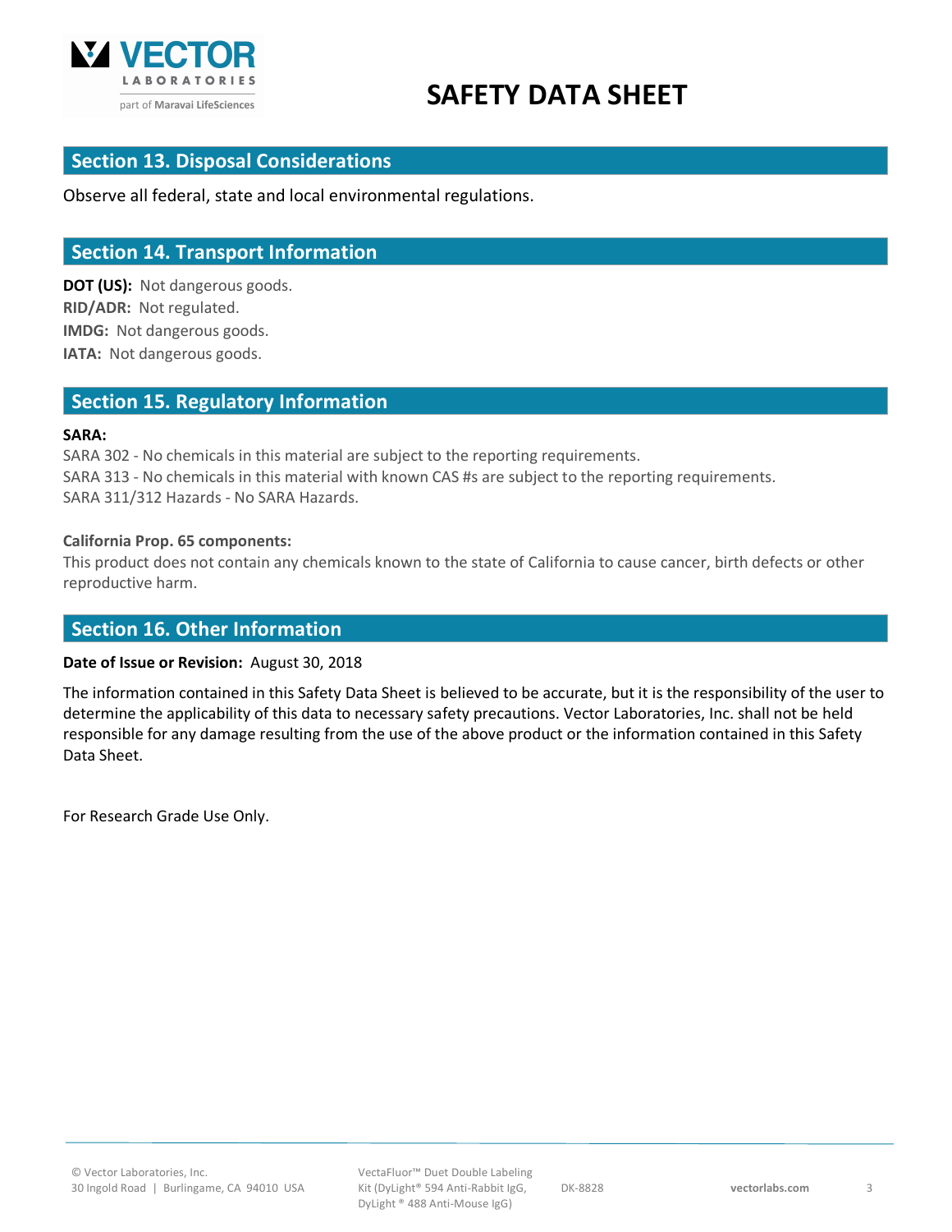## Section 13. Disposal Considerations

Observe all federal, state and local environmental regulations.

## Section 14. Transport Information

**DOT (US):** Not dangerous goods.
**RID/ADR:** Not regulated.
**IMDG:** Not dangerous goods.
**IATA:** Not dangerous goods.

## Section 15. Regulatory Information

**SARA:**
SARA 302 - No chemicals in this material are subject to the reporting requirements.
SARA 313 - No chemicals in this material with known CAS #s are subject to the reporting requirements.
SARA 311/312 Hazards - No SARA Hazards.

**California Prop. 65 components:**
This product does not contain any chemicals known to the state of California to cause cancer, birth defects or other reproductive harm.

## Section 16. Other Information

**Date of Issue or Revision:** August 30, 2018

The information contained in this Safety Data Sheet is believed to be accurate, but it is the responsibility of the user to determine the applicability of this data to necessary safety precautions. Vector Laboratories, Inc. shall not be held responsible for any damage resulting from the use of the above product or the information contained in this Safety Data Sheet.

For Research Grade Use Only.